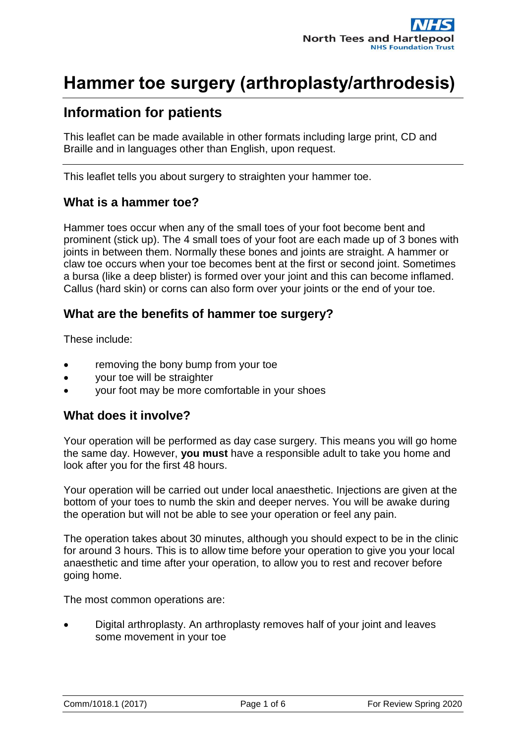# Hammer toe surgery (arthroplasty/arthrodesis)

## Information for patients

This leaflet can be made available in other formats including large print, CD and Braille and in languages other than English, upon request.

This leaflet tells you about surgery to straighten your hammer toe.

### What is a hammer toe?

Hammer toes occur when any of the small toes of your foot become bent and prominent (stick up). The 4 small toes of your foot are each made up of 3 bones with joints in between them. Normally these bones and joints are straight. A hammer or claw toe occurs when your toe becomes bent at the first or second joint. Sometimes a bursa (like a deep blister) is formed over your joint and this can become inflamed. Callus (hard skin) or corns can also form over your joints or the end of your toe.

### What are the benefits of hammer toe surgery?

These include:

- removing the bony bump from your toe
- your toe will be straighter
- your foot may be more comfortable in your shoes

### What does it involve?

Your operation will be performed as day case surgery. This means you will go home the same day. However, **you must** have a responsible adult to take you home and look after you for the first 48 hours.

Your operation will be carried out under local anaesthetic. Injections are given at the bottom of your toes to numb the skin and deeper nerves. You will be awake during the operation but will not be able to see your operation or feel any pain.

The operation takes about 30 minutes, although you should expect to be in the clinic for around 3 hours. This is to allow time before your operation to give you your local anaesthetic and time after your operation, to allow you to rest and recover before going home.

The most common operations are:

- Digital arthroplasty. An arthroplasty removes half of your joint and leaves some movement in your toe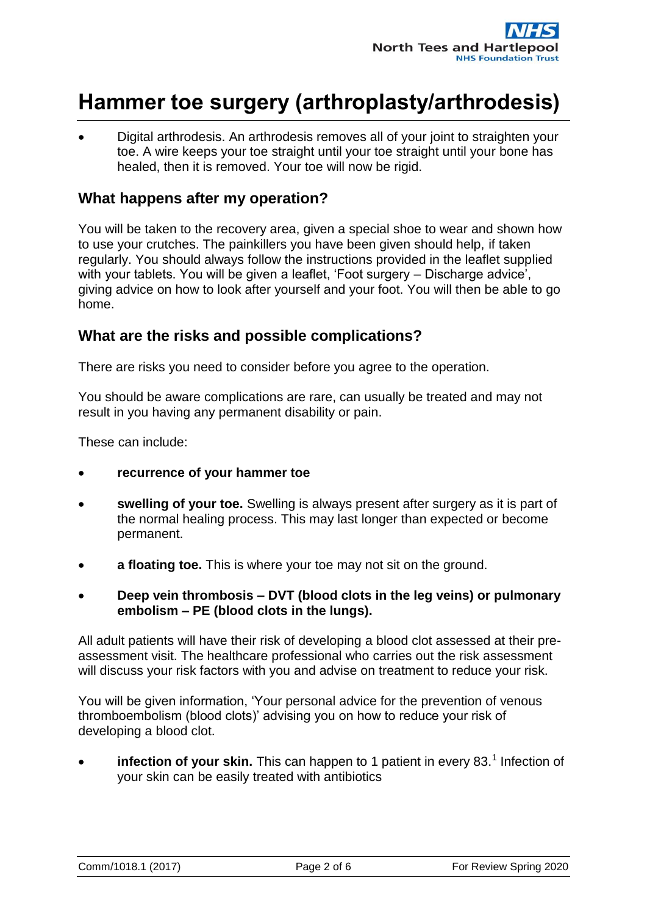- Digital arthrodesis. An arthrodesis removes all of your joint to straighten your toe. A wire keeps your toe straight until your toe straight until your bone has healed, then it is removed. Your toe will now be rigid.

## What happens after my operation?

You will be taken to the recovery area, given a special shoe to wear and shown how to use your crutches. The painkillers you have been given should help, if taken regularly. You should always follow the instructions provided in the leaflet supplied with your tablets. You will be given a leaflet, 'Foot surgery – Discharge advice', giving advice on how to look after yourself and your foot. You will then be able to go home.

## What are the risks and possible complications?

There are risks you need to consider before you agree to the operation.

You should be aware complications are rare, can usually be treated and may not result in you having any permanent disability or pain.

These can include:

- **recurrence of your hammer toe**
- **swelling of your toe.** Swelling is always present after surgery as it is part of the normal healing process. This may last longer than expected or become permanent.
- **a floating toe.** This is where your toe may not sit on the ground.
- **Deep vein thrombosis – DVT (blood clots in the leg veins) or pulmonary embolism – PE (blood clots in the lungs).**

All adult patients will have their risk of developing a blood clot assessed at their pre-assessment visit. The healthcare professional who carries out the risk assessment will discuss your risk factors with you and advise on treatment to reduce your risk.

You will be given information, 'Your personal advice for the prevention of venous thromboembolism (blood clots)' advising you on how to reduce your risk of developing a blood clot.

- **infection of your skin.** This can happen to 1 patient in every 83.[1] Infection of your skin can be easily treated with antibiotics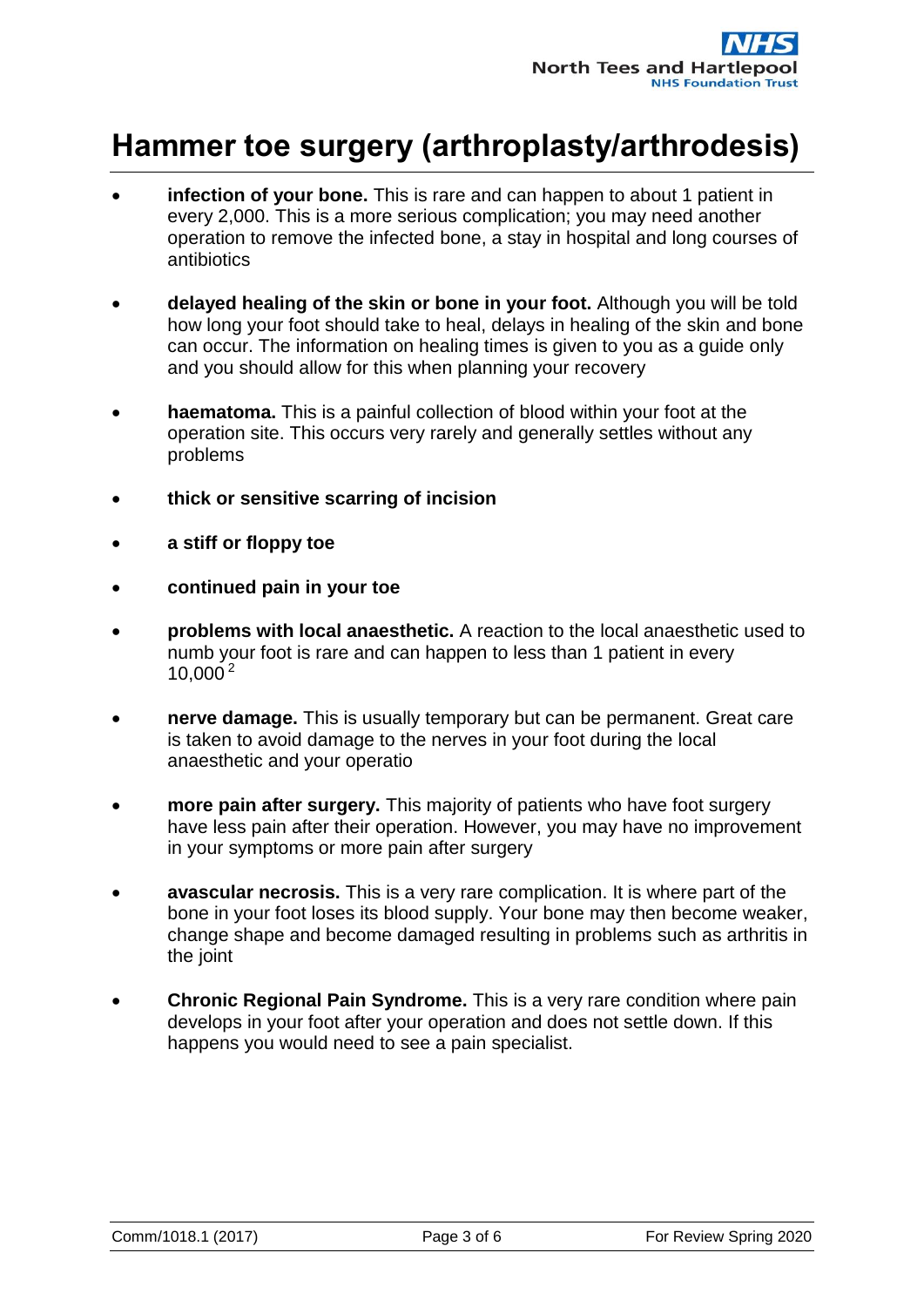- **infection of your bone.** This is rare and can happen to about 1 patient in every 2,000. This is a more serious complication; you may need another operation to remove the infected bone, a stay in hospital and long courses of antibiotics

- **delayed healing of the skin or bone in your foot.** Although you will be told how long your foot should take to heal, delays in healing of the skin and bone can occur. The information on healing times is given to you as a guide only and you should allow for this when planning your recovery

- **haematoma.** This is a painful collection of blood within your foot at the operation site. This occurs very rarely and generally settles without any problems

- **thick or sensitive scarring of incision**

- **a stiff or floppy toe**

- **continued pain in your toe**

- **problems with local anaesthetic.** A reaction to the local anaesthetic used to numb your foot is rare and can happen to less than 1 patient in every 10,000 [2]

- **nerve damage.** This is usually temporary but can be permanent. Great care is taken to avoid damage to the nerves in your foot during the local anaesthetic and your operatio

- **more pain after surgery.** This majority of patients who have foot surgery have less pain after their operation. However, you may have no improvement in your symptoms or more pain after surgery

- **avascular necrosis.** This is a very rare complication. It is where part of the bone in your foot loses its blood supply. Your bone may then become weaker, change shape and become damaged resulting in problems such as arthritis in the joint

- **Chronic Regional Pain Syndrome.** This is a very rare condition where pain develops in your foot after your operation and does not settle down. If this happens you would need to see a pain specialist.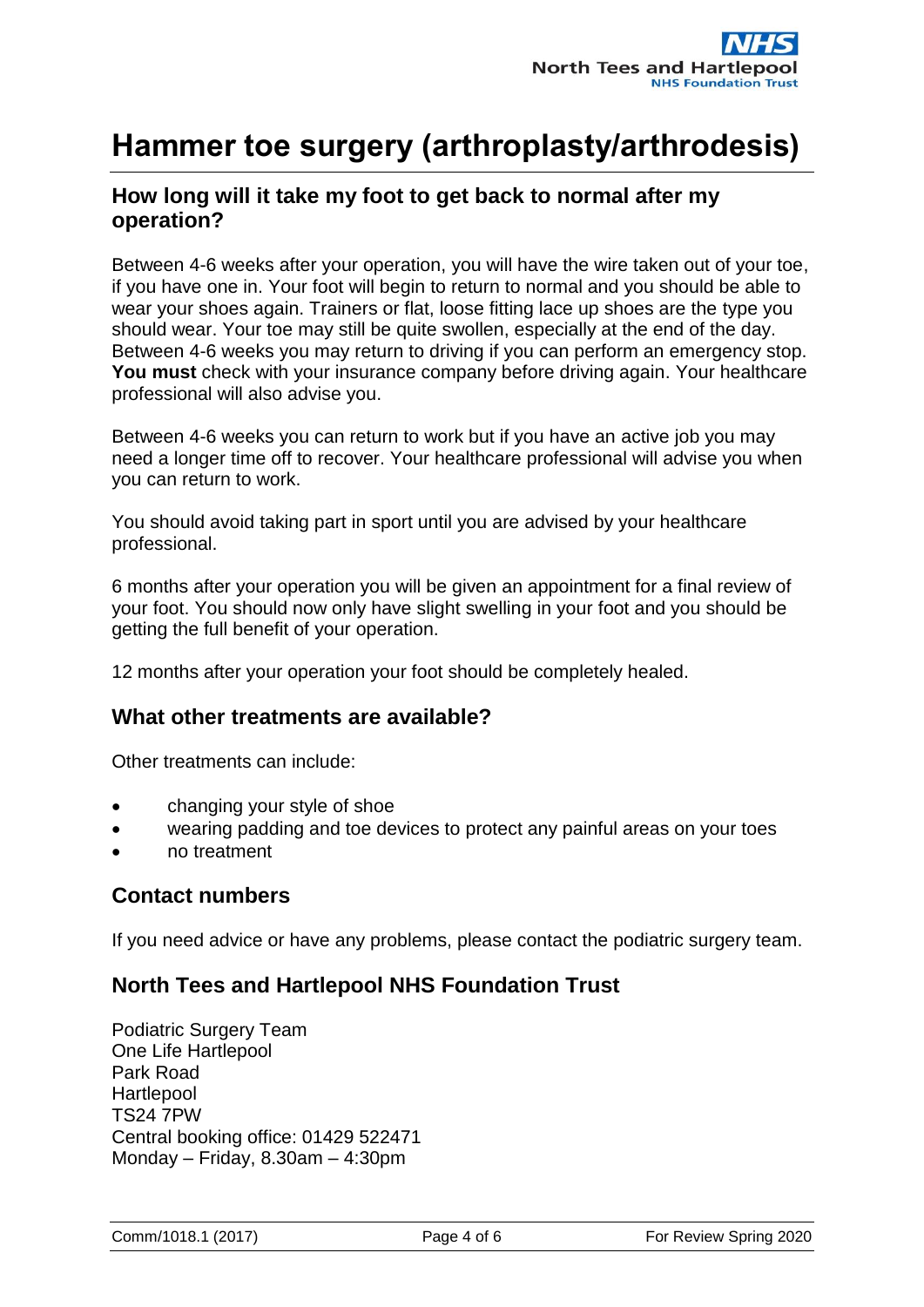# Hammer toe surgery (arthroplasty/arthrodesis)

## How long will it take my foot to get back to normal after my operation?

Between 4-6 weeks after your operation, you will have the wire taken out of your toe, if you have one in. Your foot will begin to return to normal and you should be able to wear your shoes again. Trainers or flat, loose fitting lace up shoes are the type you should wear. Your toe may still be quite swollen, especially at the end of the day. Between 4-6 weeks you may return to driving if you can perform an emergency stop. **You must** check with your insurance company before driving again. Your healthcare professional will also advise you.

Between 4-6 weeks you can return to work but if you have an active job you may need a longer time off to recover. Your healthcare professional will advise you when you can return to work.

You should avoid taking part in sport until you are advised by your healthcare professional.

6 months after your operation you will be given an appointment for a final review of your foot. You should now only have slight swelling in your foot and you should be getting the full benefit of your operation.

12 months after your operation your foot should be completely healed.

## What other treatments are available?

Other treatments can include:

- changing your style of shoe
- wearing padding and toe devices to protect any painful areas on your toes
- no treatment

## Contact numbers

If you need advice or have any problems, please contact the podiatric surgery team.

## North Tees and Hartlepool NHS Foundation Trust

Podiatric Surgery Team
One Life Hartlepool
Park Road
Hartlepool
TS24 7PW
Central booking office: 01429 522471
Monday – Friday, 8.30am – 4:30pm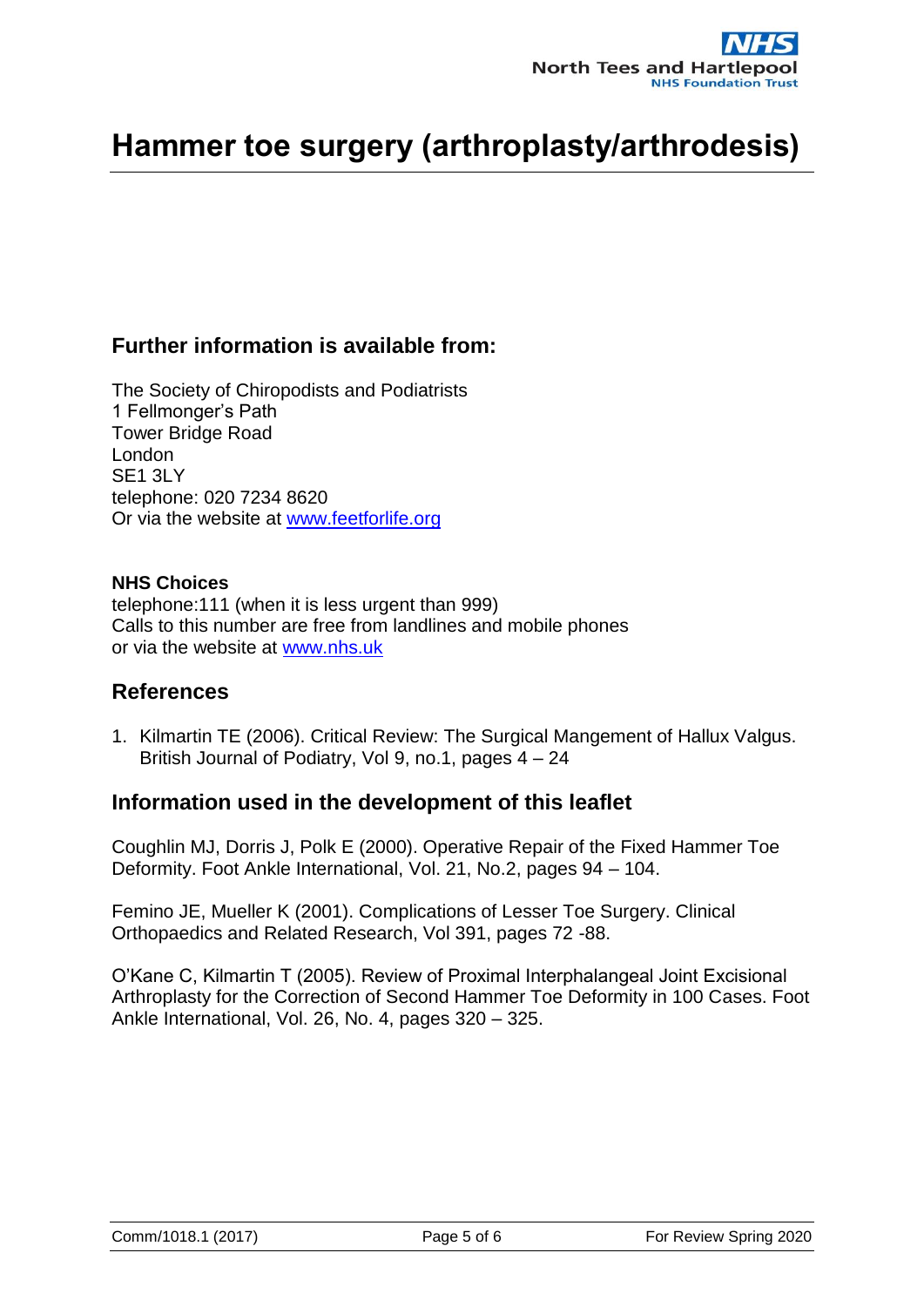# Hammer toe surgery (arthroplasty/arthrodesis)

## Further information is available from:

The Society of Chiropodists and Podiatrists
1 Fellmonger's Path
Tower Bridge Road
London
SE1 3LY
telephone: 020 7234 8620
Or via the website at www.feetforlife.org

**NHS Choices**
telephone:111 (when it is less urgent than 999)
Calls to this number are free from landlines and mobile phones
or via the website at www.nhs.uk

## References

1. Kilmartin TE (2006). Critical Review: The Surgical Mangement of Hallux Valgus. British Journal of Podiatry, Vol 9, no.1, pages 4 – 24

## Information used in the development of this leaflet

Coughlin MJ, Dorris J, Polk E (2000). Operative Repair of the Fixed Hammer Toe Deformity. Foot Ankle International, Vol. 21, No.2, pages 94 – 104.

Femino JE, Mueller K (2001). Complications of Lesser Toe Surgery. Clinical Orthopaedics and Related Research, Vol 391, pages 72 -88.

O'Kane C, Kilmartin T (2005). Review of Proximal Interphalangeal Joint Excisional Arthroplasty for the Correction of Second Hammer Toe Deformity in 100 Cases. Foot Ankle International, Vol. 26, No. 4, pages 320 – 325.

Comm/1018.1 (2017) For Review Spring 2020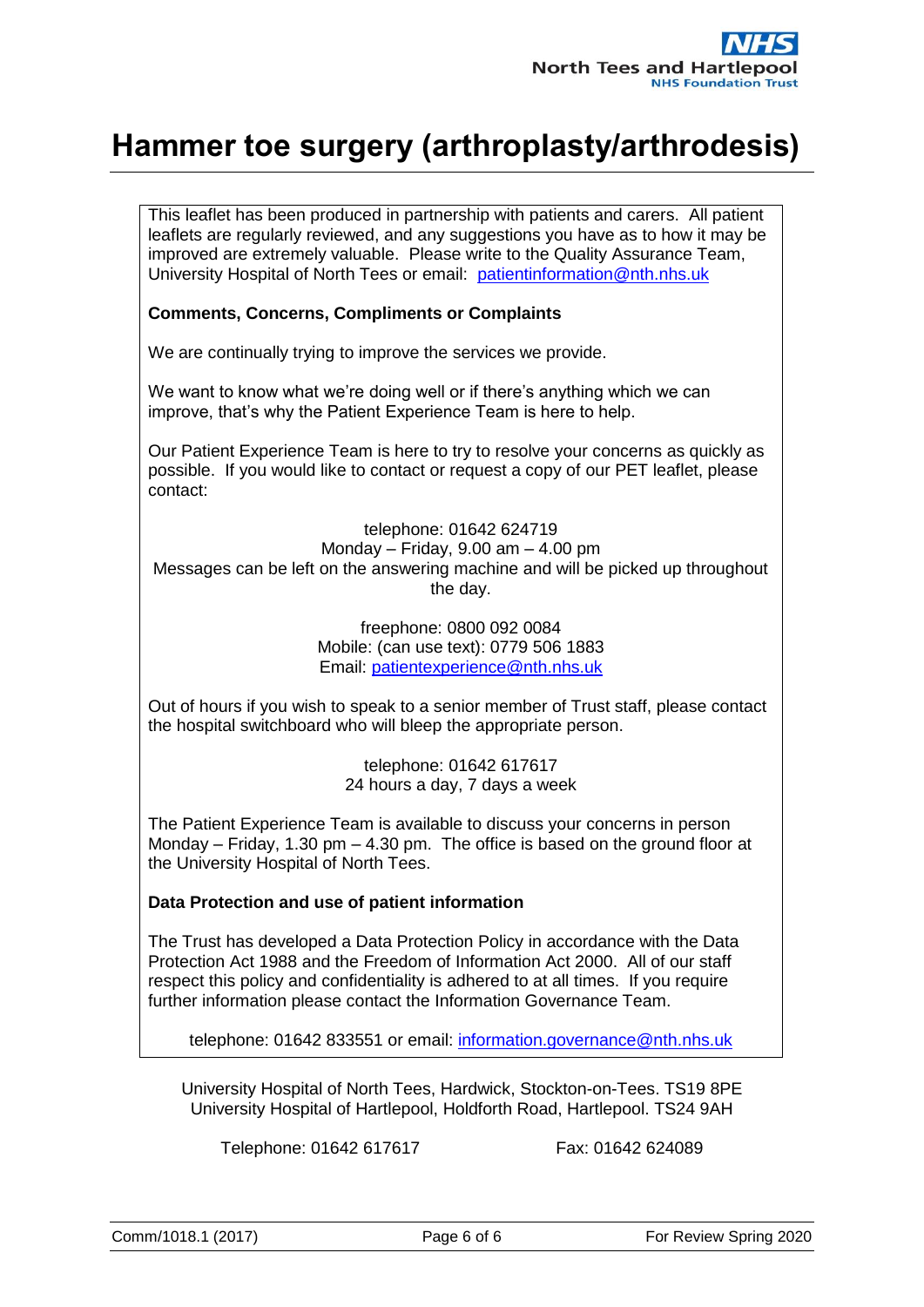# Hammer toe surgery (arthroplasty/arthrodesis)

This leaflet has been produced in partnership with patients and carers. All patient leaflets are regularly reviewed, and any suggestions you have as to how it may be improved are extremely valuable. Please write to the Quality Assurance Team, University Hospital of North Tees or email: patientinformation@nth.nhs.uk

**Comments, Concerns, Compliments or Complaints**

We are continually trying to improve the services we provide.

We want to know what we're doing well or if there's anything which we can improve, that's why the Patient Experience Team is here to help.

Our Patient Experience Team is here to try to resolve your concerns as quickly as possible. If you would like to contact or request a copy of our PET leaflet, please contact:

telephone: 01642 624719
Monday – Friday, 9.00 am – 4.00 pm
Messages can be left on the answering machine and will be picked up throughout the day.

freephone: 0800 092 0084
Mobile: (can use text): 0779 506 1883
Email: patientexperience@nth.nhs.uk

Out of hours if you wish to speak to a senior member of Trust staff, please contact the hospital switchboard who will bleep the appropriate person.

telephone: 01642 617617
24 hours a day, 7 days a week

The Patient Experience Team is available to discuss your concerns in person Monday – Friday, 1.30 pm – 4.30 pm. The office is based on the ground floor at the University Hospital of North Tees.

**Data Protection and use of patient information**

The Trust has developed a Data Protection Policy in accordance with the Data Protection Act 1988 and the Freedom of Information Act 2000. All of our staff respect this policy and confidentiality is adhered to at all times. If you require further information please contact the Information Governance Team.

telephone: 01642 833551 or email: information.governance@nth.nhs.uk

University Hospital of North Tees, Hardwick, Stockton-on-Tees. TS19 8PE
University Hospital of Hartlepool, Holdforth Road, Hartlepool. TS24 9AH

Telephone: 01642 617617    Fax: 01642 624089

Comm/1018.1 (2017)    For Review Spring 2020